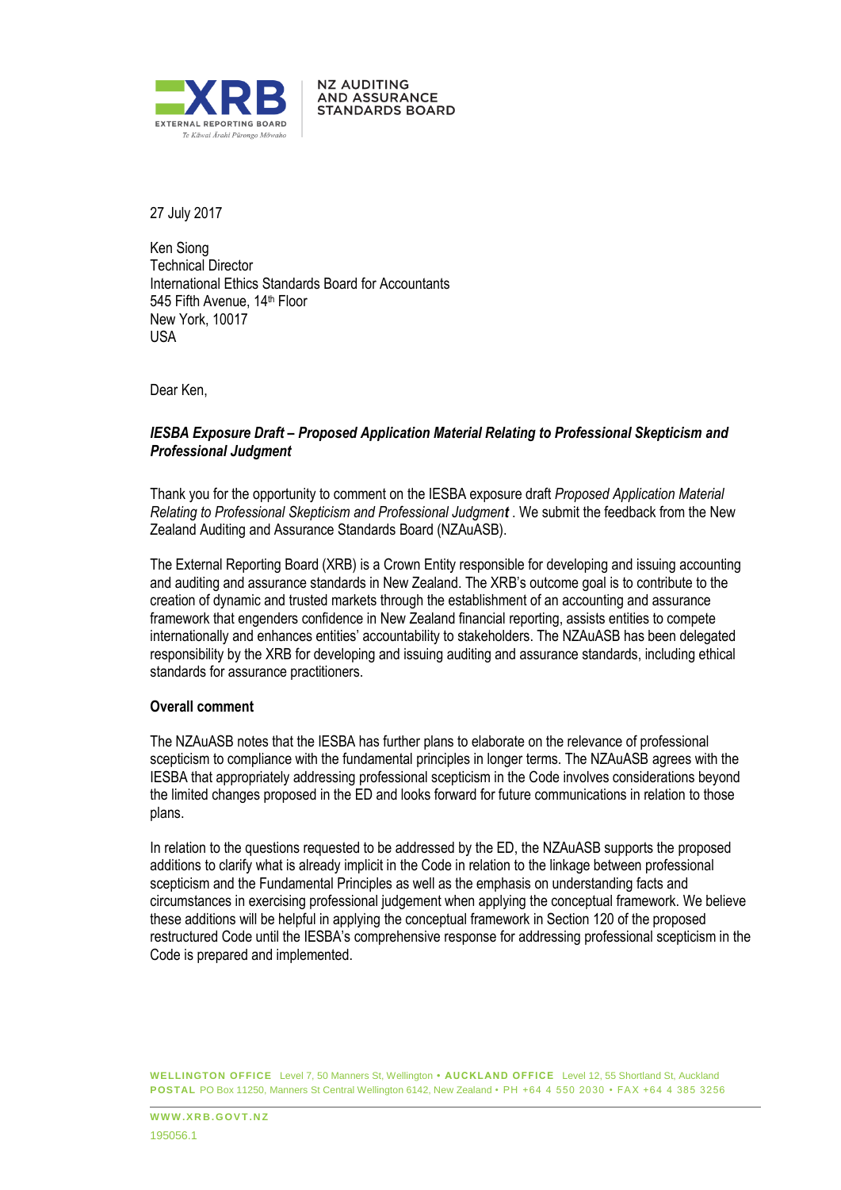NZ AUDITING AND ASSURANCE STANDARDS BOARD

27 July 2017

Ken Siong
Technical Director
International Ethics Standards Board for Accountants
545 Fifth Avenue, 14th Floor
New York, 10017
USA

Dear Ken,

***IESBA Exposure Draft – Proposed Application Material Relating to Professional Skepticism and Professional Judgment***

Thank you for the opportunity to comment on the IESBA exposure draft *Proposed Application Material Relating to Professional Skepticism and Professional Judgment* . We submit the feedback from the New Zealand Auditing and Assurance Standards Board (NZAuASB).

The External Reporting Board (XRB) is a Crown Entity responsible for developing and issuing accounting and auditing and assurance standards in New Zealand. The XRB's outcome goal is to contribute to the creation of dynamic and trusted markets through the establishment of an accounting and assurance framework that engenders confidence in New Zealand financial reporting, assists entities to compete internationally and enhances entities' accountability to stakeholders. The NZAuASB has been delegated responsibility by the XRB for developing and issuing auditing and assurance standards, including ethical standards for assurance practitioners.

**Overall comment**

The NZAuASB notes that the IESBA has further plans to elaborate on the relevance of professional scepticism to compliance with the fundamental principles in longer terms. The NZAuASB agrees with the IESBA that appropriately addressing professional scepticism in the Code involves considerations beyond the limited changes proposed in the ED and looks forward for future communications in relation to those plans.

In relation to the questions requested to be addressed by the ED, the NZAuASB supports the proposed additions to clarify what is already implicit in the Code in relation to the linkage between professional scepticism and the Fundamental Principles as well as the emphasis on understanding facts and circumstances in exercising professional judgement when applying the conceptual framework. We believe these additions will be helpful in applying the conceptual framework in Section 120 of the proposed restructured Code until the IESBA's comprehensive response for addressing professional scepticism in the Code is prepared and implemented.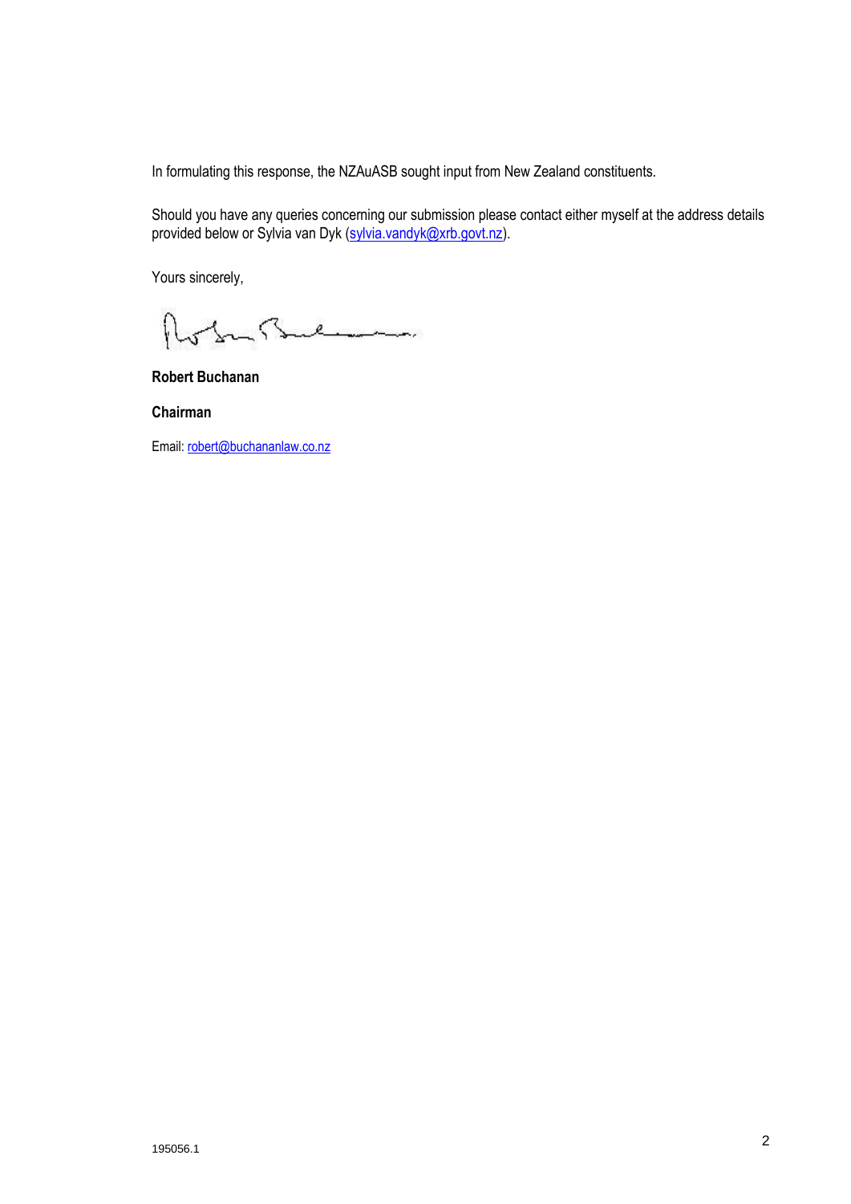In formulating this response, the NZAuASB sought input from New Zealand constituents.

Should you have any queries concerning our submission please contact either myself at the address details provided below or Sylvia van Dyk (sylvia.vandyk@xrb.govt.nz).

Yours sincerely,

**Robert Buchanan**

**Chairman**

Email: robert@buchananlaw.co.nz

195056.1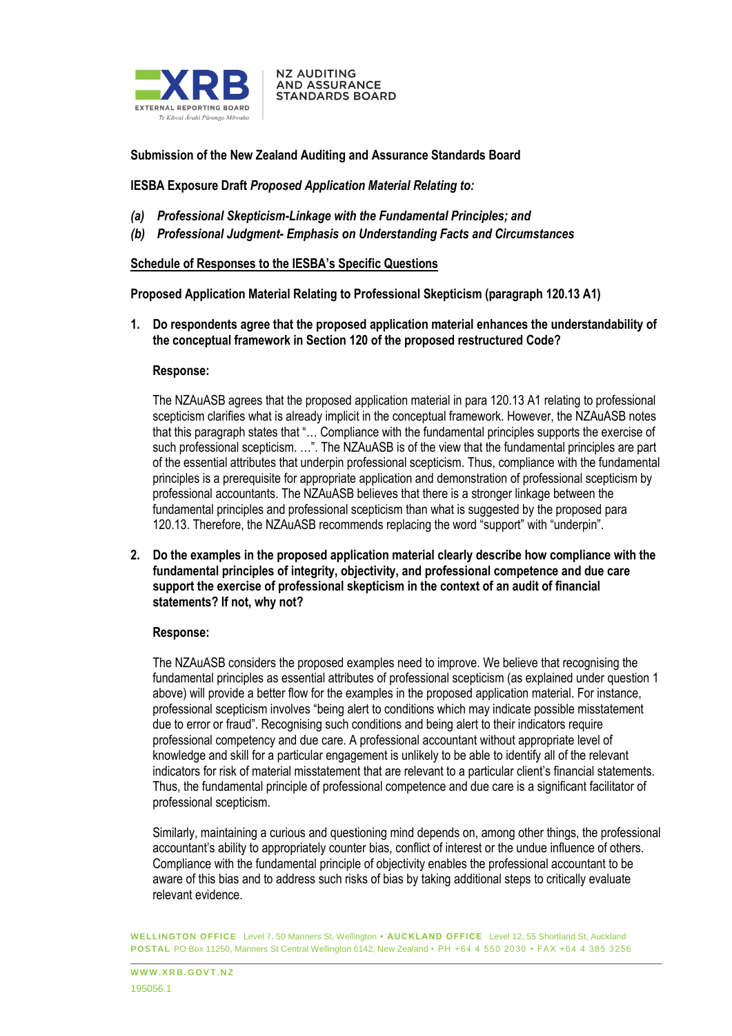**Submission of the New Zealand Auditing and Assurance Standards Board**

**IESBA Exposure Draft *Proposed Application Material Relating to:***

- ***(a) Professional Skepticism-Linkage with the Fundamental Principles; and***
- ***(b) Professional Judgment- Emphasis on Understanding Facts and Circumstances***

**<u>Schedule of Responses to the IESBA's Specific Questions</u>**

**Proposed Application Material Relating to Professional Skepticism (paragraph 120.13 A1)**

**1. Do respondents agree that the proposed application material enhances the understandability of the conceptual framework in Section 120 of the proposed restructured Code?**

**Response:**

The NZAuASB agrees that the proposed application material in para 120.13 A1 relating to professional scepticism clarifies what is already implicit in the conceptual framework. However, the NZAuASB notes that this paragraph states that "… Compliance with the fundamental principles supports the exercise of such professional scepticism. …". The NZAuASB is of the view that the fundamental principles are part of the essential attributes that underpin professional scepticism. Thus, compliance with the fundamental principles is a prerequisite for appropriate application and demonstration of professional scepticism by professional accountants. The NZAuASB believes that there is a stronger linkage between the fundamental principles and professional scepticism than what is suggested by the proposed para 120.13. Therefore, the NZAuASB recommends replacing the word "support" with "underpin".

**2. Do the examples in the proposed application material clearly describe how compliance with the fundamental principles of integrity, objectivity, and professional competence and due care support the exercise of professional skepticism in the context of an audit of financial statements? If not, why not?**

**Response:**

The NZAuASB considers the proposed examples need to improve. We believe that recognising the fundamental principles as essential attributes of professional scepticism (as explained under question 1 above) will provide a better flow for the examples in the proposed application material. For instance, professional scepticism involves "being alert to conditions which may indicate possible misstatement due to error or fraud". Recognising such conditions and being alert to their indicators require professional competency and due care. A professional accountant without appropriate level of knowledge and skill for a particular engagement is unlikely to be able to identify all of the relevant indicators for risk of material misstatement that are relevant to a particular client's financial statements. Thus, the fundamental principle of professional competence and due care is a significant facilitator of professional scepticism.

Similarly, maintaining a curious and questioning mind depends on, among other things, the professional accountant's ability to appropriately counter bias, conflict of interest or the undue influence of others. Compliance with the fundamental principle of objectivity enables the professional accountant to be aware of this bias and to address such risks of bias by taking additional steps to critically evaluate relevant evidence.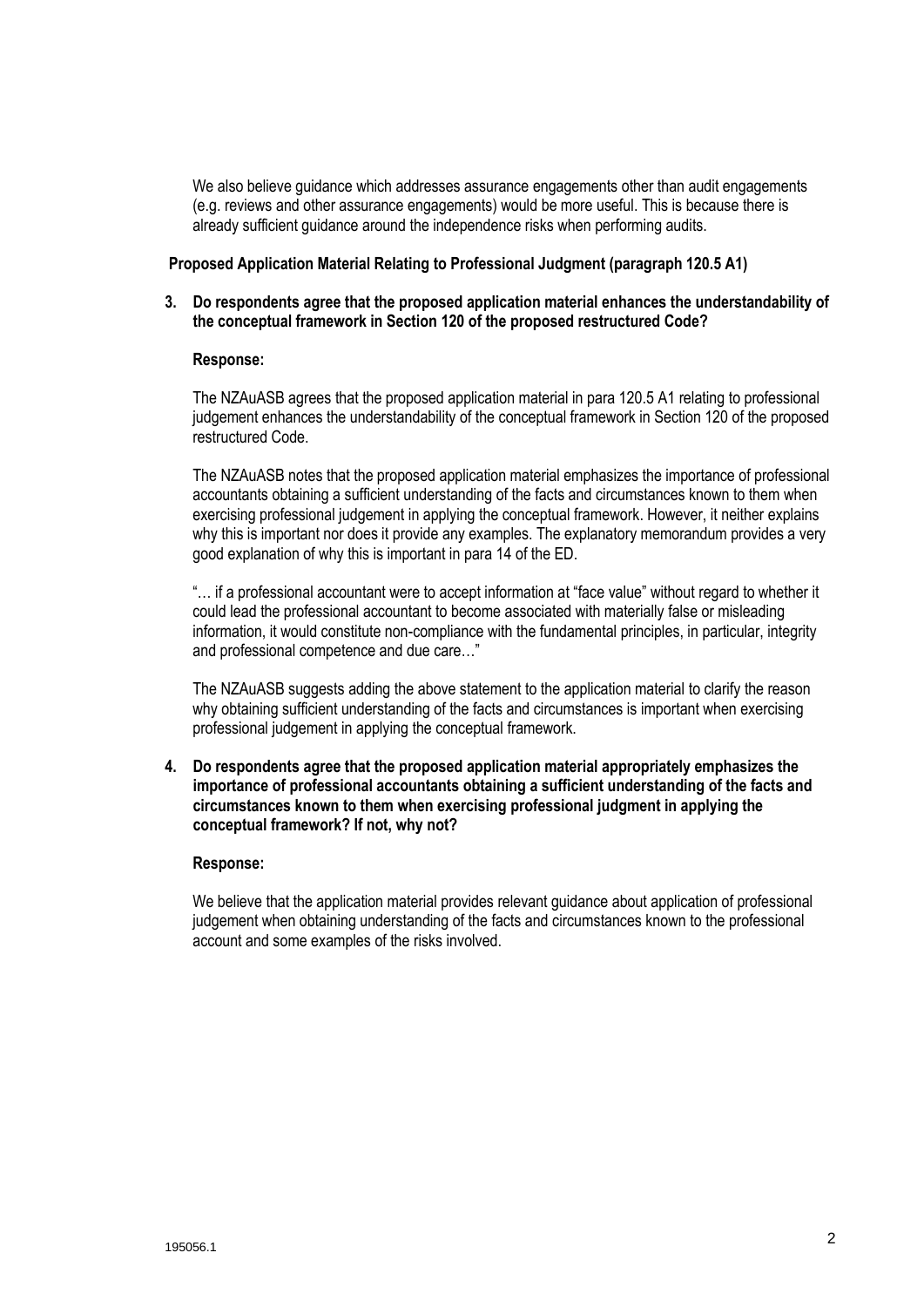We also believe guidance which addresses assurance engagements other than audit engagements (e.g. reviews and other assurance engagements) would be more useful. This is because there is already sufficient guidance around the independence risks when performing audits.

**Proposed Application Material Relating to Professional Judgment (paragraph 120.5 A1)**

**3. Do respondents agree that the proposed application material enhances the understandability of the conceptual framework in Section 120 of the proposed restructured Code?**

**Response:**

The NZAuASB agrees that the proposed application material in para 120.5 A1 relating to professional judgement enhances the understandability of the conceptual framework in Section 120 of the proposed restructured Code.

The NZAuASB notes that the proposed application material emphasizes the importance of professional accountants obtaining a sufficient understanding of the facts and circumstances known to them when exercising professional judgement in applying the conceptual framework. However, it neither explains why this is important nor does it provide any examples. The explanatory memorandum provides a very good explanation of why this is important in para 14 of the ED.

"… if a professional accountant were to accept information at "face value" without regard to whether it could lead the professional accountant to become associated with materially false or misleading information, it would constitute non-compliance with the fundamental principles, in particular, integrity and professional competence and due care…"

The NZAuASB suggests adding the above statement to the application material to clarify the reason why obtaining sufficient understanding of the facts and circumstances is important when exercising professional judgement in applying the conceptual framework.

**4. Do respondents agree that the proposed application material appropriately emphasizes the importance of professional accountants obtaining a sufficient understanding of the facts and circumstances known to them when exercising professional judgment in applying the conceptual framework? If not, why not?**

**Response:**

We believe that the application material provides relevant guidance about application of professional judgement when obtaining understanding of the facts and circumstances known to the professional account and some examples of the risks involved.